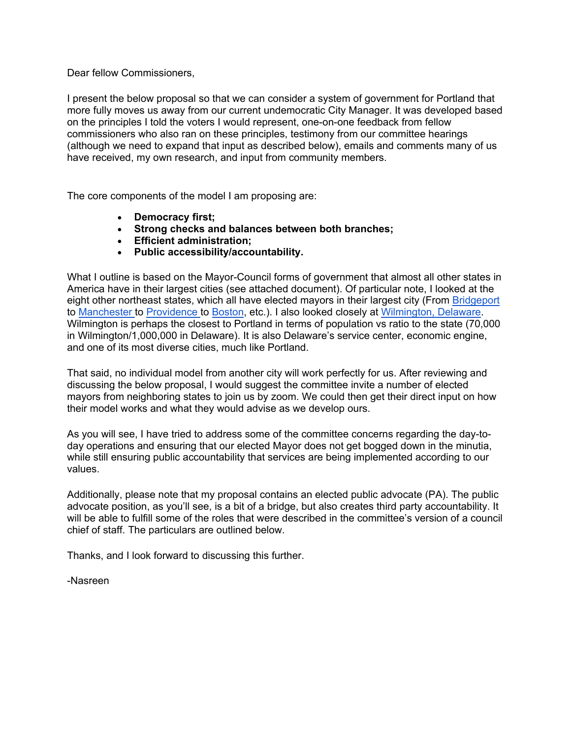Dear fellow Commissioners,

I present the below proposal so that we can consider a system of government for Portland that more fully moves us away from our current undemocratic City Manager. It was developed based on the principles I told the voters I would represent, one-on-one feedback from fellow commissioners who also ran on these principles, testimony from our committee hearings (although we need to expand that input as described below), emails and comments many of us have received, my own research, and input from community members.

The core components of the model I am proposing are:

- **Democracy first;**
- **Strong checks and balances between both branches;**
- **Efficient administration;**
- **Public accessibility/accountability.**

What I outline is based on the Mayor-Council forms of government that almost all other states in America have in their largest cities (see attached document). Of particular note, I looked at the eight other northeast states, which all have elected mayors in their largest city (From Bridgeport to Manchester to Providence to Boston, etc.). I also looked closely at Wilmington, Delaware. Wilmington is perhaps the closest to Portland in terms of population vs ratio to the state (70,000 in Wilmington/1,000,000 in Delaware). It is also Delaware's service center, economic engine, and one of its most diverse cities, much like Portland.

That said, no individual model from another city will work perfectly for us. After reviewing and discussing the below proposal, I would suggest the committee invite a number of elected mayors from neighboring states to join us by zoom. We could then get their direct input on how their model works and what they would advise as we develop ours.

As you will see, I have tried to address some of the committee concerns regarding the day-to-day operations and ensuring that our elected Mayor does not get bogged down in the minutia, while still ensuring public accountability that services are being implemented according to our values.

Additionally, please note that my proposal contains an elected public advocate (PA). The public advocate position, as you'll see, is a bit of a bridge, but also creates third party accountability. It will be able to fulfill some of the roles that were described in the committee's version of a council chief of staff. The particulars are outlined below.

Thanks, and I look forward to discussing this further.

-Nasreen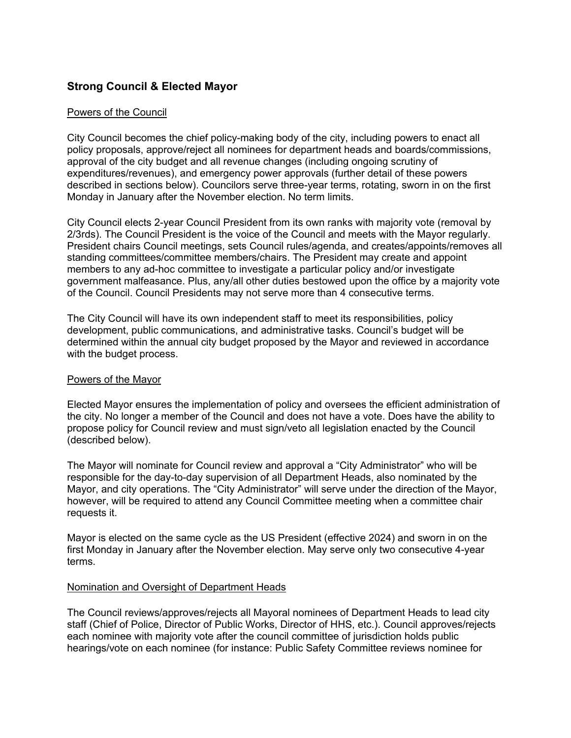## Strong Council & Elected Mayor

Powers of the Council

City Council becomes the chief policy-making body of the city, including powers to enact all policy proposals, approve/reject all nominees for department heads and boards/commissions, approval of the city budget and all revenue changes (including ongoing scrutiny of expenditures/revenues), and emergency power approvals (further detail of these powers described in sections below). Councilors serve three-year terms, rotating, sworn in on the first Monday in January after the November election. No term limits.

City Council elects 2-year Council President from its own ranks with majority vote (removal by 2/3rds). The Council President is the voice of the Council and meets with the Mayor regularly. President chairs Council meetings, sets Council rules/agenda, and creates/appoints/removes all standing committees/committee members/chairs. The President may create and appoint members to any ad-hoc committee to investigate a particular policy and/or investigate government malfeasance. Plus, any/all other duties bestowed upon the office by a majority vote of the Council. Council Presidents may not serve more than 4 consecutive terms.

The City Council will have its own independent staff to meet its responsibilities, policy development, public communications, and administrative tasks. Council's budget will be determined within the annual city budget proposed by the Mayor and reviewed in accordance with the budget process.

Powers of the Mayor

Elected Mayor ensures the implementation of policy and oversees the efficient administration of the city. No longer a member of the Council and does not have a vote. Does have the ability to propose policy for Council review and must sign/veto all legislation enacted by the Council (described below).

The Mayor will nominate for Council review and approval a "City Administrator" who will be responsible for the day-to-day supervision of all Department Heads, also nominated by the Mayor, and city operations. The "City Administrator" will serve under the direction of the Mayor, however, will be required to attend any Council Committee meeting when a committee chair requests it.

Mayor is elected on the same cycle as the US President (effective 2024) and sworn in on the first Monday in January after the November election. May serve only two consecutive 4-year terms.

Nomination and Oversight of Department Heads

The Council reviews/approves/rejects all Mayoral nominees of Department Heads to lead city staff (Chief of Police, Director of Public Works, Director of HHS, etc.). Council approves/rejects each nominee with majority vote after the council committee of jurisdiction holds public hearings/vote on each nominee (for instance: Public Safety Committee reviews nominee for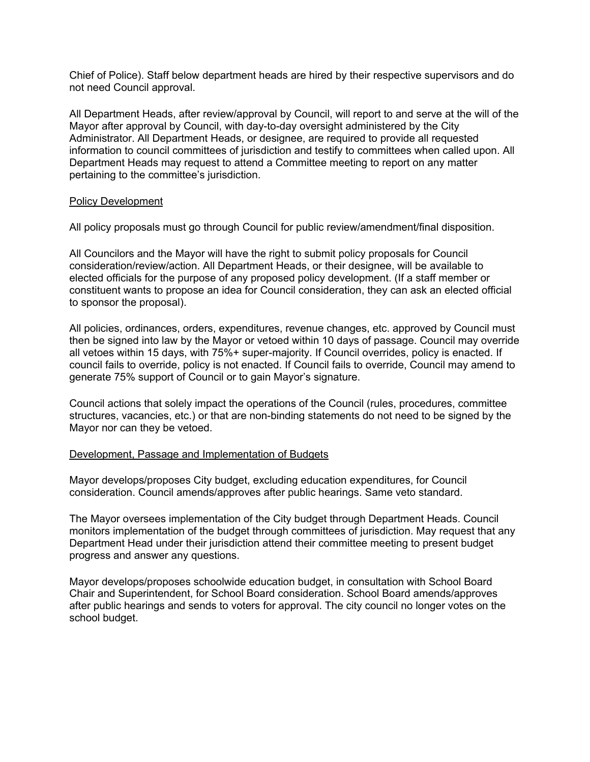Chief of Police). Staff below department heads are hired by their respective supervisors and do not need Council approval.

All Department Heads, after review/approval by Council, will report to and serve at the will of the Mayor after approval by Council, with day-to-day oversight administered by the City Administrator. All Department Heads, or designee, are required to provide all requested information to council committees of jurisdiction and testify to committees when called upon. All Department Heads may request to attend a Committee meeting to report on any matter pertaining to the committee's jurisdiction.

<u>Policy Development</u>

All policy proposals must go through Council for public review/amendment/final disposition.

All Councilors and the Mayor will have the right to submit policy proposals for Council consideration/review/action. All Department Heads, or their designee, will be available to elected officials for the purpose of any proposed policy development. (If a staff member or constituent wants to propose an idea for Council consideration, they can ask an elected official to sponsor the proposal).

All policies, ordinances, orders, expenditures, revenue changes, etc. approved by Council must then be signed into law by the Mayor or vetoed within 10 days of passage. Council may override all vetoes within 15 days, with 75%+ super-majority. If Council overrides, policy is enacted. If council fails to override, policy is not enacted. If Council fails to override, Council may amend to generate 75% support of Council or to gain Mayor's signature.

Council actions that solely impact the operations of the Council (rules, procedures, committee structures, vacancies, etc.) or that are non-binding statements do not need to be signed by the Mayor nor can they be vetoed.

<u>Development, Passage and Implementation of Budgets</u>

Mayor develops/proposes City budget, excluding education expenditures, for Council consideration. Council amends/approves after public hearings. Same veto standard.

The Mayor oversees implementation of the City budget through Department Heads. Council monitors implementation of the budget through committees of jurisdiction. May request that any Department Head under their jurisdiction attend their committee meeting to present budget progress and answer any questions.

Mayor develops/proposes schoolwide education budget, in consultation with School Board Chair and Superintendent, for School Board consideration. School Board amends/approves after public hearings and sends to voters for approval. The city council no longer votes on the school budget.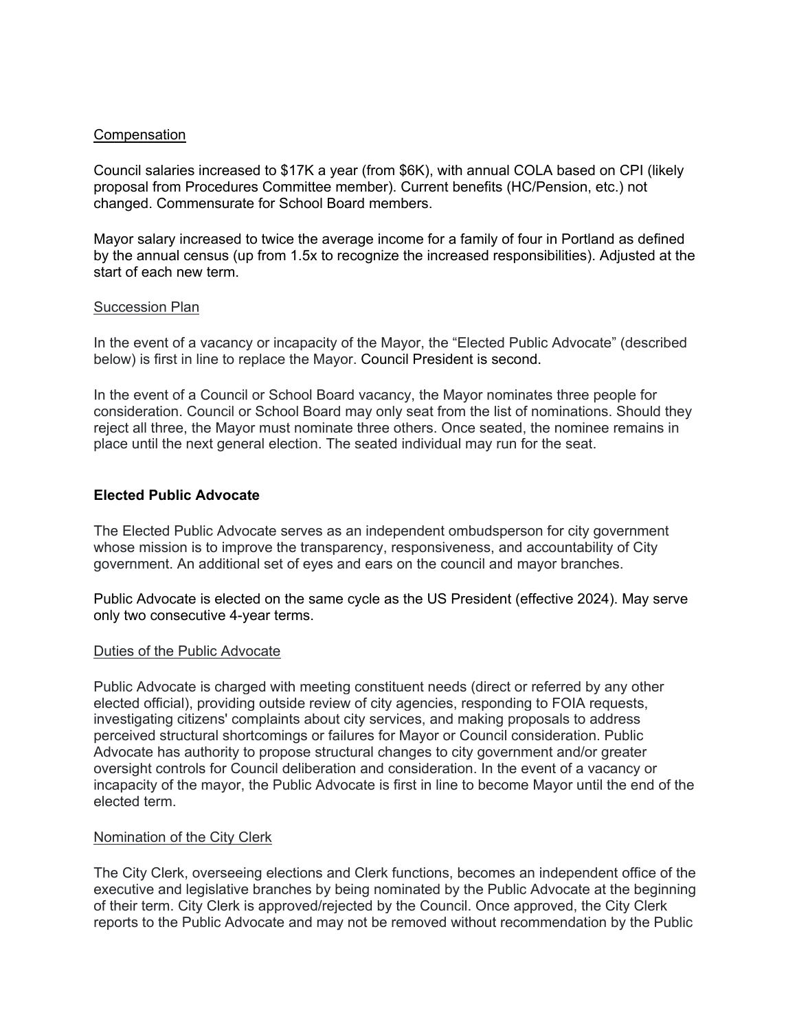<u>Compensation</u>

Council salaries increased to $17K a year (from $6K), with annual COLA based on CPI (likely proposal from Procedures Committee member). Current benefits (HC/Pension, etc.) not changed. Commensurate for School Board members.

Mayor salary increased to twice the average income for a family of four in Portland as defined by the annual census (up from 1.5x to recognize the increased responsibilities). Adjusted at the start of each new term.

<u>Succession Plan</u>

In the event of a vacancy or incapacity of the Mayor, the "Elected Public Advocate" (described below) is first in line to replace the Mayor. Council President is second.

In the event of a Council or School Board vacancy, the Mayor nominates three people for consideration. Council or School Board may only seat from the list of nominations. Should they reject all three, the Mayor must nominate three others. Once seated, the nominee remains in place until the next general election. The seated individual may run for the seat.

**Elected Public Advocate**

The Elected Public Advocate serves as an independent ombudsperson for city government whose mission is to improve the transparency, responsiveness, and accountability of City government. An additional set of eyes and ears on the council and mayor branches.

Public Advocate is elected on the same cycle as the US President (effective 2024). May serve only two consecutive 4-year terms.

<u>Duties of the Public Advocate</u>

Public Advocate is charged with meeting constituent needs (direct or referred by any other elected official), providing outside review of city agencies, responding to FOIA requests, investigating citizens' complaints about city services, and making proposals to address perceived structural shortcomings or failures for Mayor or Council consideration. Public Advocate has authority to propose structural changes to city government and/or greater oversight controls for Council deliberation and consideration. In the event of a vacancy or incapacity of the mayor, the Public Advocate is first in line to become Mayor until the end of the elected term.

<u>Nomination of the City Clerk</u>

The City Clerk, overseeing elections and Clerk functions, becomes an independent office of the executive and legislative branches by being nominated by the Public Advocate at the beginning of their term. City Clerk is approved/rejected by the Council. Once approved, the City Clerk reports to the Public Advocate and may not be removed without recommendation by the Public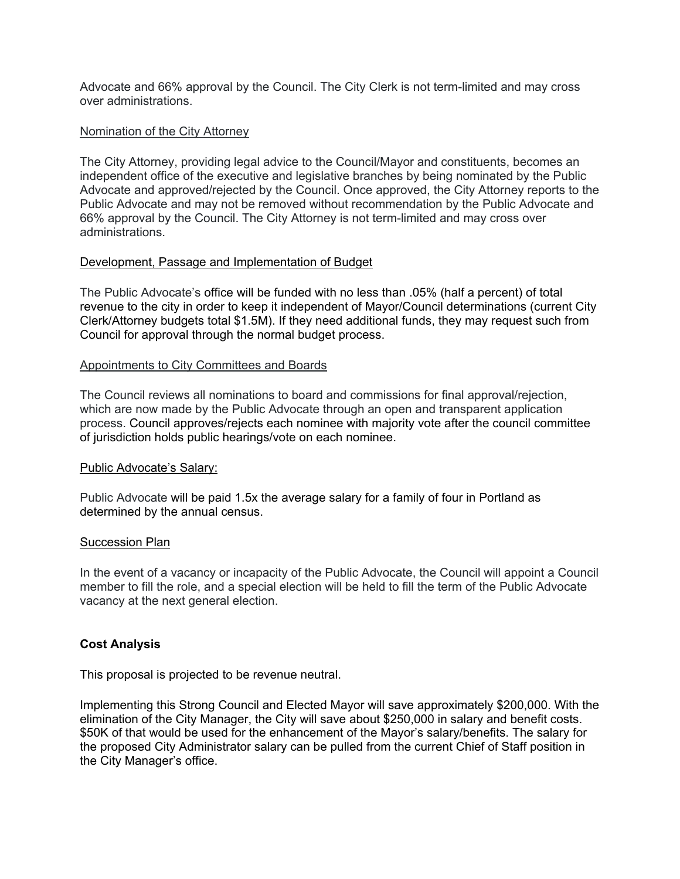Advocate and 66% approval by the Council. The City Clerk is not term-limited and may cross over administrations.

Nomination of the City Attorney

The City Attorney, providing legal advice to the Council/Mayor and constituents, becomes an independent office of the executive and legislative branches by being nominated by the Public Advocate and approved/rejected by the Council. Once approved, the City Attorney reports to the Public Advocate and may not be removed without recommendation by the Public Advocate and 66% approval by the Council. The City Attorney is not term-limited and may cross over administrations.

Development, Passage and Implementation of Budget

The Public Advocate's office will be funded with no less than .05% (half a percent) of total revenue to the city in order to keep it independent of Mayor/Council determinations (current City Clerk/Attorney budgets total $1.5M). If they need additional funds, they may request such from Council for approval through the normal budget process.

Appointments to City Committees and Boards

The Council reviews all nominations to board and commissions for final approval/rejection, which are now made by the Public Advocate through an open and transparent application process. Council approves/rejects each nominee with majority vote after the council committee of jurisdiction holds public hearings/vote on each nominee.

Public Advocate's Salary:

Public Advocate will be paid 1.5x the average salary for a family of four in Portland as determined by the annual census.

Succession Plan

In the event of a vacancy or incapacity of the Public Advocate, the Council will appoint a Council member to fill the role, and a special election will be held to fill the term of the Public Advocate vacancy at the next general election.

**Cost Analysis**

This proposal is projected to be revenue neutral.

Implementing this Strong Council and Elected Mayor will save approximately $200,000. With the elimination of the City Manager, the City will save about $250,000 in salary and benefit costs. $50K of that would be used for the enhancement of the Mayor's salary/benefits. The salary for the proposed City Administrator salary can be pulled from the current Chief of Staff position in the City Manager's office.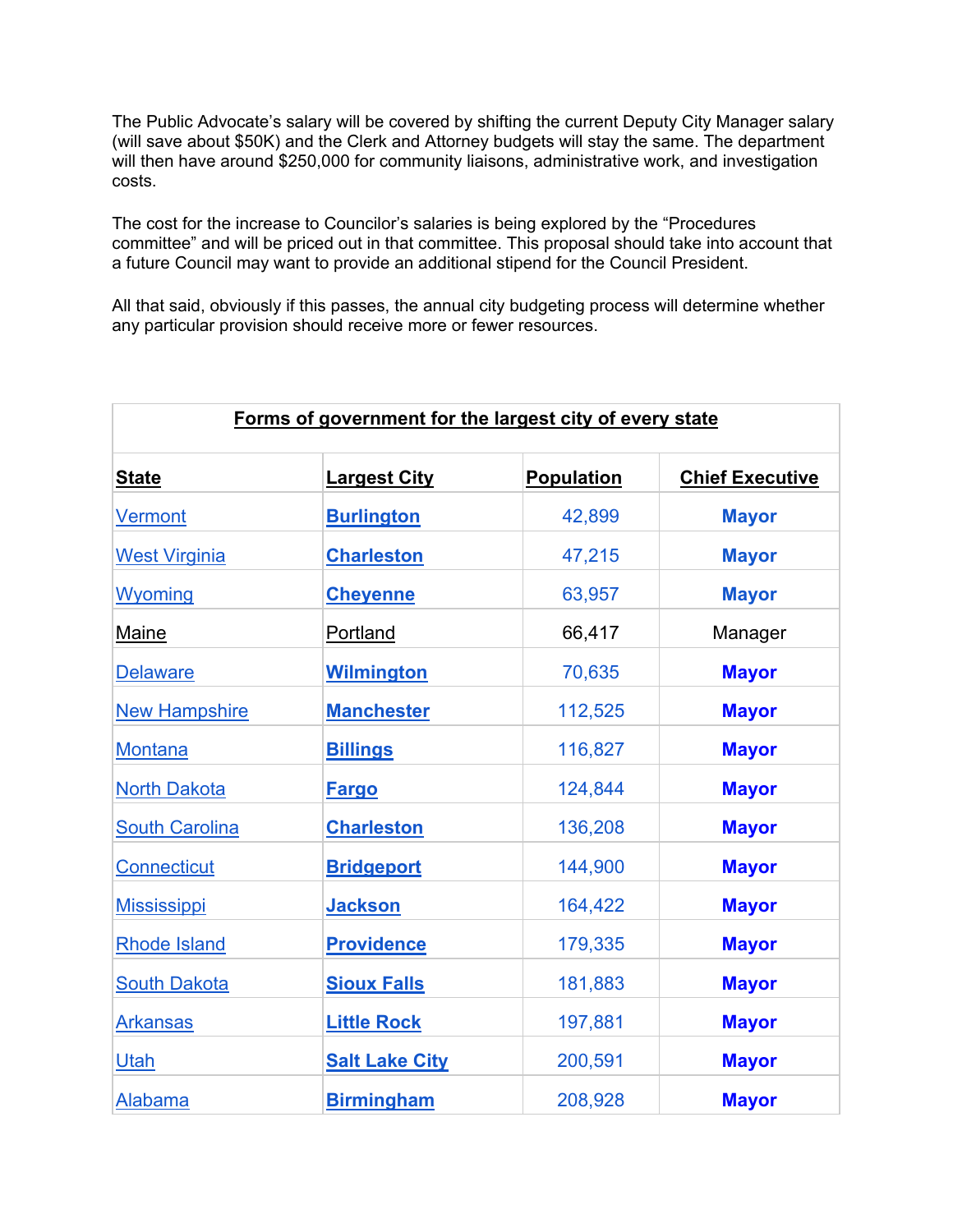The Public Advocate's salary will be covered by shifting the current Deputy City Manager salary (will save about $50K) and the Clerk and Attorney budgets will stay the same. The department will then have around $250,000 for community liaisons, administrative work, and investigation costs.

The cost for the increase to Councilor's salaries is being explored by the "Procedures committee" and will be priced out in that committee. This proposal should take into account that a future Council may want to provide an additional stipend for the Council President.

All that said, obviously if this passes, the annual city budgeting process will determine whether any particular provision should receive more or fewer resources.

**Forms of government for the largest city of every state**

| State | Largest City | Population | Chief Executive |
|---|---|---|---|
| Vermont | **Burlington** | 42,899 | **Mayor** |
| West Virginia | **Charleston** | 47,215 | **Mayor** |
| Wyoming | **Cheyenne** | 63,957 | **Mayor** |
| Maine | Portland | 66,417 | Manager |
| Delaware | **Wilmington** | 70,635 | **Mayor** |
| New Hampshire | **Manchester** | 112,525 | **Mayor** |
| Montana | **Billings** | 116,827 | **Mayor** |
| North Dakota | **Fargo** | 124,844 | **Mayor** |
| South Carolina | **Charleston** | 136,208 | **Mayor** |
| Connecticut | **Bridgeport** | 144,900 | **Mayor** |
| Mississippi | **Jackson** | 164,422 | **Mayor** |
| Rhode Island | **Providence** | 179,335 | **Mayor** |
| South Dakota | **Sioux Falls** | 181,883 | **Mayor** |
| Arkansas | **Little Rock** | 197,881 | **Mayor** |
| Utah | **Salt Lake City** | 200,591 | **Mayor** |
| Alabama | **Birmingham** | 208,928 | **Mayor** |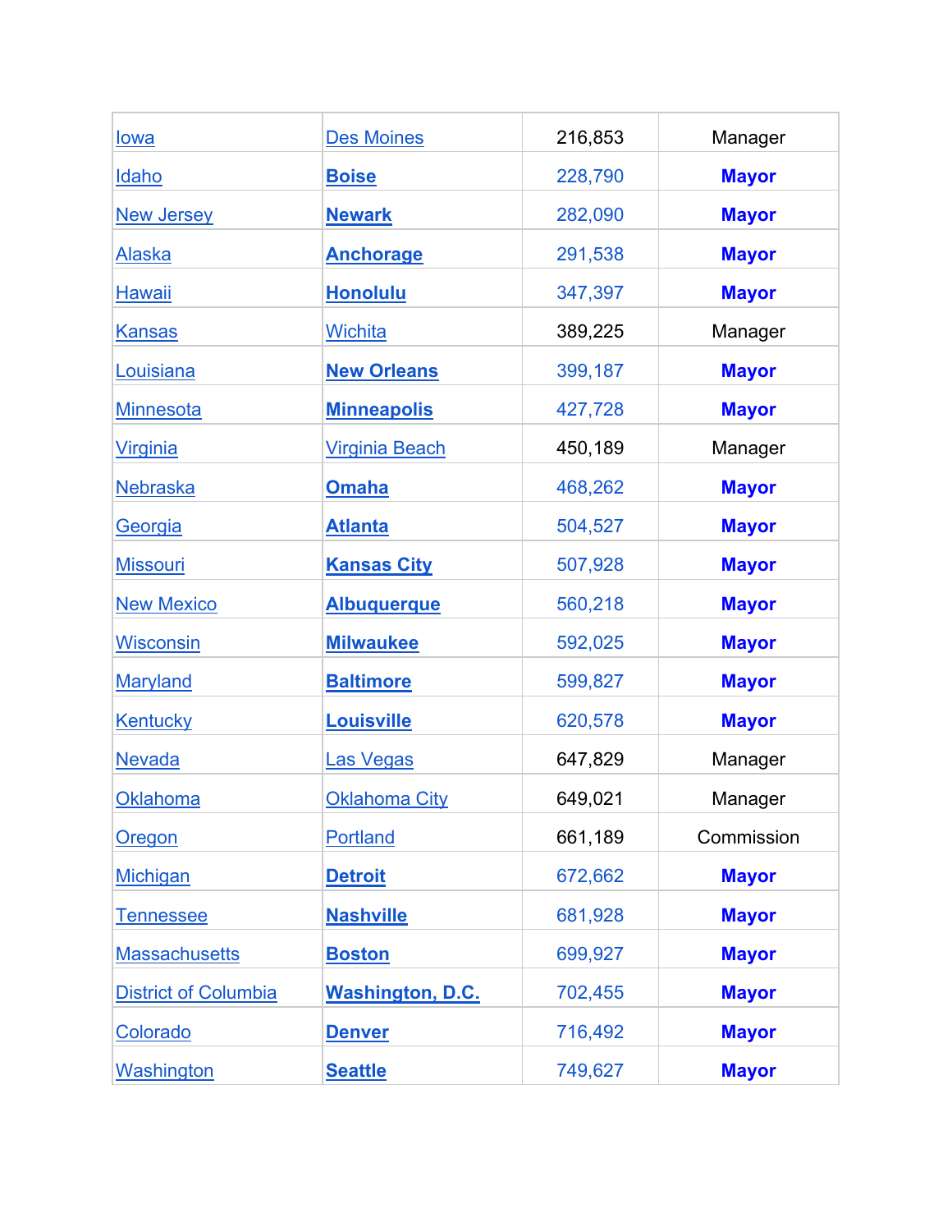| Iowa | Des Moines | 216,853 | Manager |
|---|---|---|---|
| Idaho | **Boise** | 228,790 | **Mayor** |
| New Jersey | **Newark** | 282,090 | **Mayor** |
| Alaska | **Anchorage** | 291,538 | **Mayor** |
| Hawaii | **Honolulu** | 347,397 | **Mayor** |
| Kansas | Wichita | 389,225 | Manager |
| Louisiana | **New Orleans** | 399,187 | **Mayor** |
| Minnesota | **Minneapolis** | 427,728 | **Mayor** |
| Virginia | Virginia Beach | 450,189 | Manager |
| Nebraska | **Omaha** | 468,262 | **Mayor** |
| Georgia | **Atlanta** | 504,527 | **Mayor** |
| Missouri | **Kansas City** | 507,928 | **Mayor** |
| New Mexico | **Albuquerque** | 560,218 | **Mayor** |
| Wisconsin | **Milwaukee** | 592,025 | **Mayor** |
| Maryland | **Baltimore** | 599,827 | **Mayor** |
| Kentucky | **Louisville** | 620,578 | **Mayor** |
| Nevada | Las Vegas | 647,829 | Manager |
| Oklahoma | Oklahoma City | 649,021 | Manager |
| Oregon | Portland | 661,189 | Commission |
| Michigan | **Detroit** | 672,662 | **Mayor** |
| Tennessee | **Nashville** | 681,928 | **Mayor** |
| Massachusetts | **Boston** | 699,927 | **Mayor** |
| District of Columbia | **Washington, D.C.** | 702,455 | **Mayor** |
| Colorado | **Denver** | 716,492 | **Mayor** |
| Washington | **Seattle** | 749,627 | **Mayor** |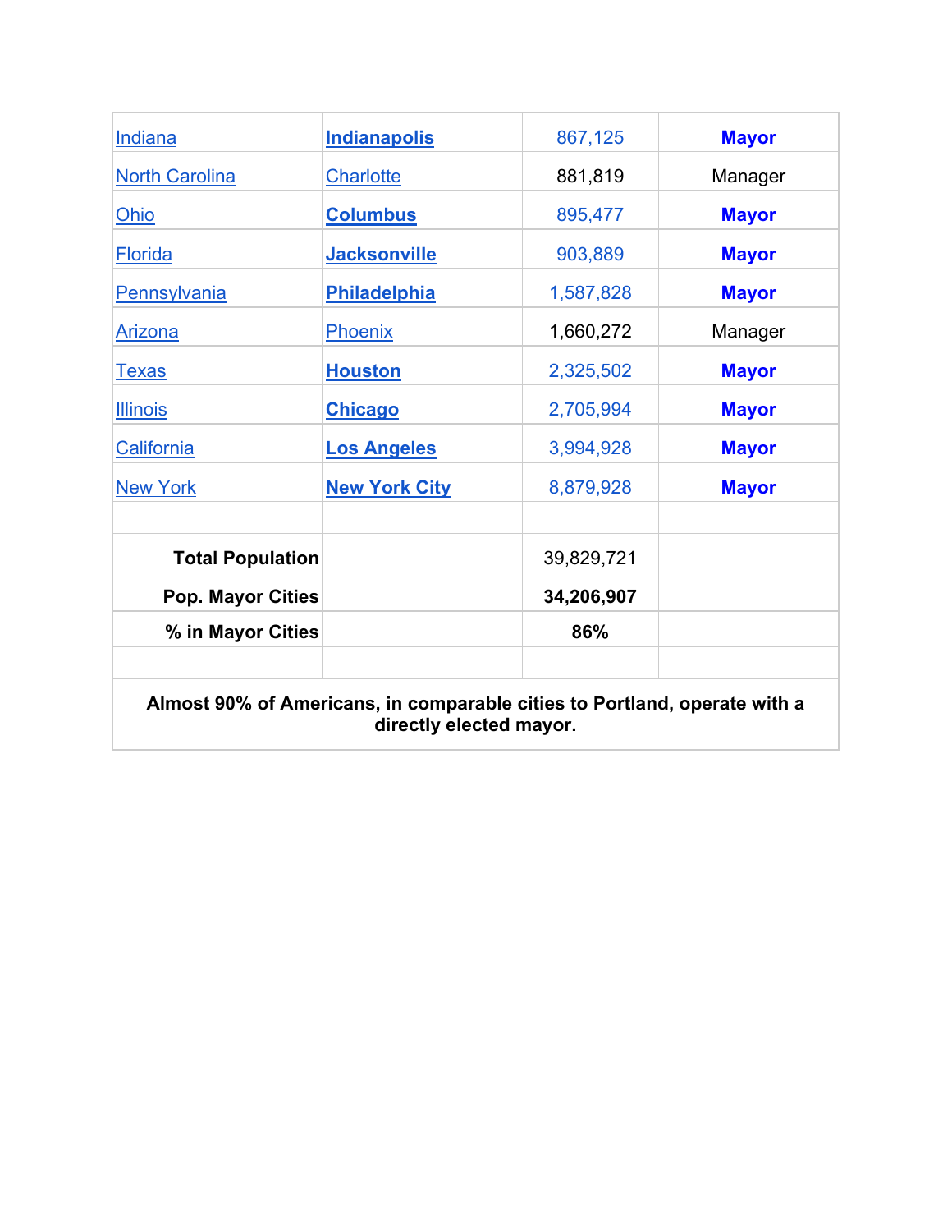| | | | |
|---|---|---|---|
| Indiana | **Indianapolis** | 867,125 | **Mayor** |
| North Carolina | Charlotte | 881,819 | Manager |
| Ohio | **Columbus** | 895,477 | **Mayor** |
| Florida | **Jacksonville** | 903,889 | **Mayor** |
| Pennsylvania | **Philadelphia** | 1,587,828 | **Mayor** |
| Arizona | Phoenix | 1,660,272 | Manager |
| Texas | **Houston** | 2,325,502 | **Mayor** |
| Illinois | **Chicago** | 2,705,994 | **Mayor** |
| California | **Los Angeles** | 3,994,928 | **Mayor** |
| New York | **New York City** | 8,879,928 | **Mayor** |
| | | | |
| **Total Population** | | 39,829,721 | |
| **Pop. Mayor Cities** | | **34,206,907** | |
| **% in Mayor Cities** | | **86%** | |
| | | | |

**Almost 90% of Americans, in comparable cities to Portland, operate with a directly elected mayor.**